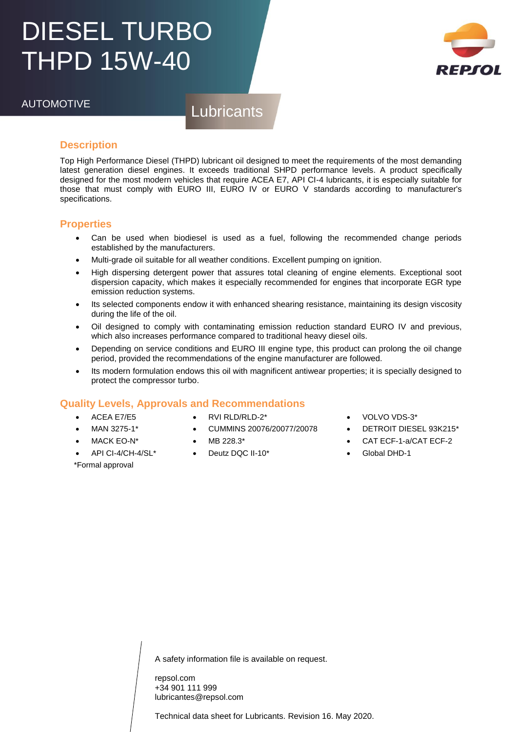# DIESEL TURBO THPD 15W-40

AUTOMOTIVE

Lubricants

REPSOL

## Description

Top High Performance Diesel (THPD) lubricant oil designed to meet the requirements of the most demanding latest generation diesel engines. It exceeds traditional SHPD performance levels. A product specifically designed for the most modern vehicles that require ACEA E7, API CI-4 lubricants, it is especially suitable for those that must comply with EURO III, EURO IV or EURO V standards according to manufacturer's specifications.

## Properties

- Can be used when biodiesel is used as a fuel, following the recommended change periods established by the manufacturers.
- Multi-grade oil suitable for all weather conditions. Excellent pumping on ignition.
- High dispersing detergent power that assures total cleaning of engine elements. Exceptional soot dispersion capacity, which makes it especially recommended for engines that incorporate EGR type emission reduction systems.
- Its selected components endow it with enhanced shearing resistance, maintaining its design viscosity during the life of the oil.
- Oil designed to comply with contaminating emission reduction standard EURO IV and previous, which also increases performance compared to traditional heavy diesel oils.
- Depending on service conditions and EURO III engine type, this product can prolong the oil change period, provided the recommendations of the engine manufacturer are followed.
- Its modern formulation endows this oil with magnificent antiwear properties; it is specially designed to protect the compressor turbo.

## Quality Levels, Approvals and Recommendations

- ACEA E7/E5
- MAN 3275-1*
- MACK EO-N*
- API CI-4/CH-4/SL*
- RVI RLD/RLD-2*
- CUMMINS 20076/20077/20078
- MB 228.3*
- Deutz DQC II-10*
- VOLVO VDS-3*
- DETROIT DIESEL 93K215*
- CAT ECF-1-a/CAT ECF-2
- Global DHD-1

*Formal approval

A safety information file is available on request.

repsol.com
+34 901 111 999
lubricantes@repsol.com

Technical data sheet for Lubricants. Revision 16. May 2020.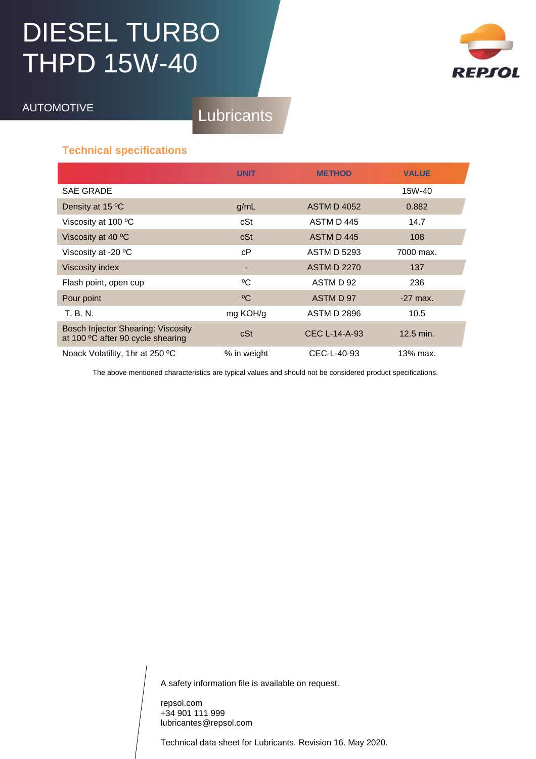# DIESEL TURBO THPD 15W-40

AUTOMOTIVE

Lubricants

## Technical specifications

| | UNIT | METHOD | VALUE |
|---|---|---|---|
| SAE GRADE | | | 15W-40 |
| Density at 15 ºC | g/mL | ASTM D 4052 | 0.882 |
| Viscosity at 100 ºC | cSt | ASTM D 445 | 14.7 |
| Viscosity at 40 ºC | cSt | ASTM D 445 | 108 |
| Viscosity at -20 ºC | cP | ASTM D 5293 | 7000 max. |
| Viscosity index | - | ASTM D 2270 | 137 |
| Flash point, open cup | ºC | ASTM D 92 | 236 |
| Pour point | ºC | ASTM D 97 | -27 max. |
| T. B. N. | mg KOH/g | ASTM D 2896 | 10.5 |
| Bosch Injector Shearing: Viscosity at 100 ºC after 90 cycle shearing | cSt | CEC L-14-A-93 | 12.5 min. |
| Noack Volatility, 1hr at 250 ºC | % in weight | CEC-L-40-93 | 13% max. |

The above mentioned characteristics are typical values and should not be considered product specifications.

A safety information file is available on request.

repsol.com
+34 901 111 999
lubricantes@repsol.com

Technical data sheet for Lubricants. Revision 16. May 2020.